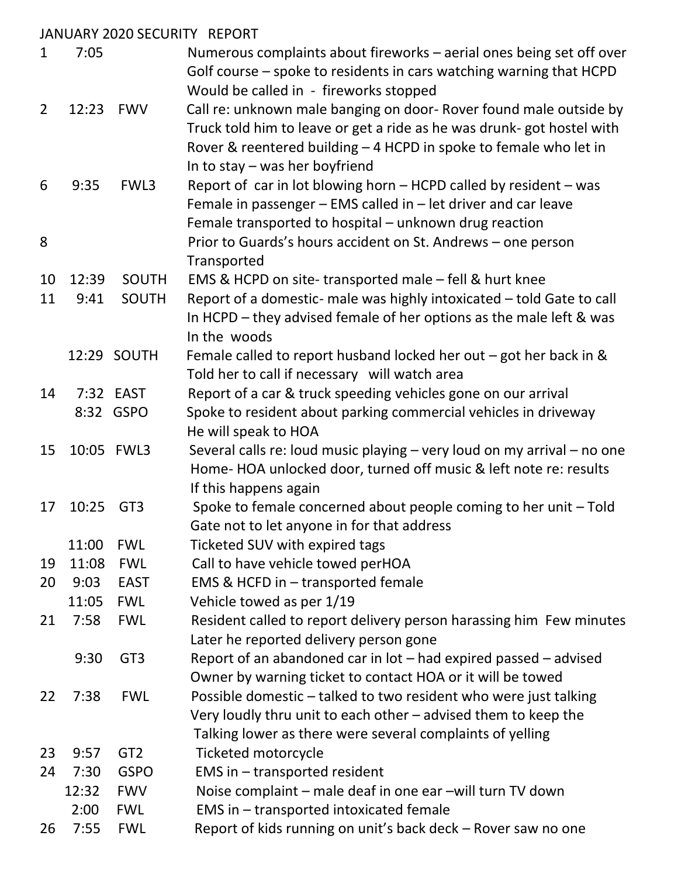JANUARY 2020 SECURITY REPORT

| | | | |
|---|---|---|---|
| 1 | 7:05 | | Numerous complaints about fireworks – aerial ones being set off over Golf course – spoke to residents in cars watching warning that HCPD Would be called in - fireworks stopped |
| 2 | 12:23 | FWV | Call re: unknown male banging on door- Rover found male outside by Truck told him to leave or get a ride as he was drunk- got hostel with Rover & reentered building – 4 HCPD in spoke to female who let in In to stay – was her boyfriend |
| 6 | 9:35 | FWL3 | Report of car in lot blowing horn – HCPD called by resident – was Female in passenger – EMS called in – let driver and car leave Female transported to hospital – unknown drug reaction |
| 8 | | | Prior to Guards's hours accident on St. Andrews – one person Transported |
| 10 | 12:39 | SOUTH | EMS & HCPD on site- transported male – fell & hurt knee |
| 11 | 9:41 | SOUTH | Report of a domestic- male was highly intoxicated – told Gate to call In HCPD – they advised female of her options as the male left & was In the woods |
| | 12:29 | SOUTH | Female called to report husband locked her out – got her back in & Told her to call if necessary will watch area |
| 14 | 7:32 | EAST | Report of a car & truck speeding vehicles gone on our arrival |
| | 8:32 | GSPO | Spoke to resident about parking commercial vehicles in driveway He will speak to HOA |
| 15 | 10:05 | FWL3 | Several calls re: loud music playing – very loud on my arrival – no one Home- HOA unlocked door, turned off music & left note re: results If this happens again |
| 17 | 10:25 | GT3 | Spoke to female concerned about people coming to her unit – Told Gate not to let anyone in for that address |
| | 11:00 | FWL | Ticketed SUV with expired tags |
| 19 | 11:08 | FWL | Call to have vehicle towed perHOA |
| 20 | 9:03 | EAST | EMS & HCFD in – transported female |
| | 11:05 | FWL | Vehicle towed as per 1/19 |
| 21 | 7:58 | FWL | Resident called to report delivery person harassing him Few minutes Later he reported delivery person gone |
| | 9:30 | GT3 | Report of an abandoned car in lot – had expired passed – advised Owner by warning ticket to contact HOA or it will be towed |
| 22 | 7:38 | FWL | Possible domestic – talked to two resident who were just talking Very loudly thru unit to each other – advised them to keep the Talking lower as there were several complaints of yelling |
| 23 | 9:57 | GT2 | Ticketed motorcycle |
| 24 | 7:30 | GSPO | EMS in – transported resident |
| | 12:32 | FWV | Noise complaint – male deaf in one ear –will turn TV down |
| | 2:00 | FWL | EMS in – transported intoxicated female |
| 26 | 7:55 | FWL | Report of kids running on unit's back deck – Rover saw no one |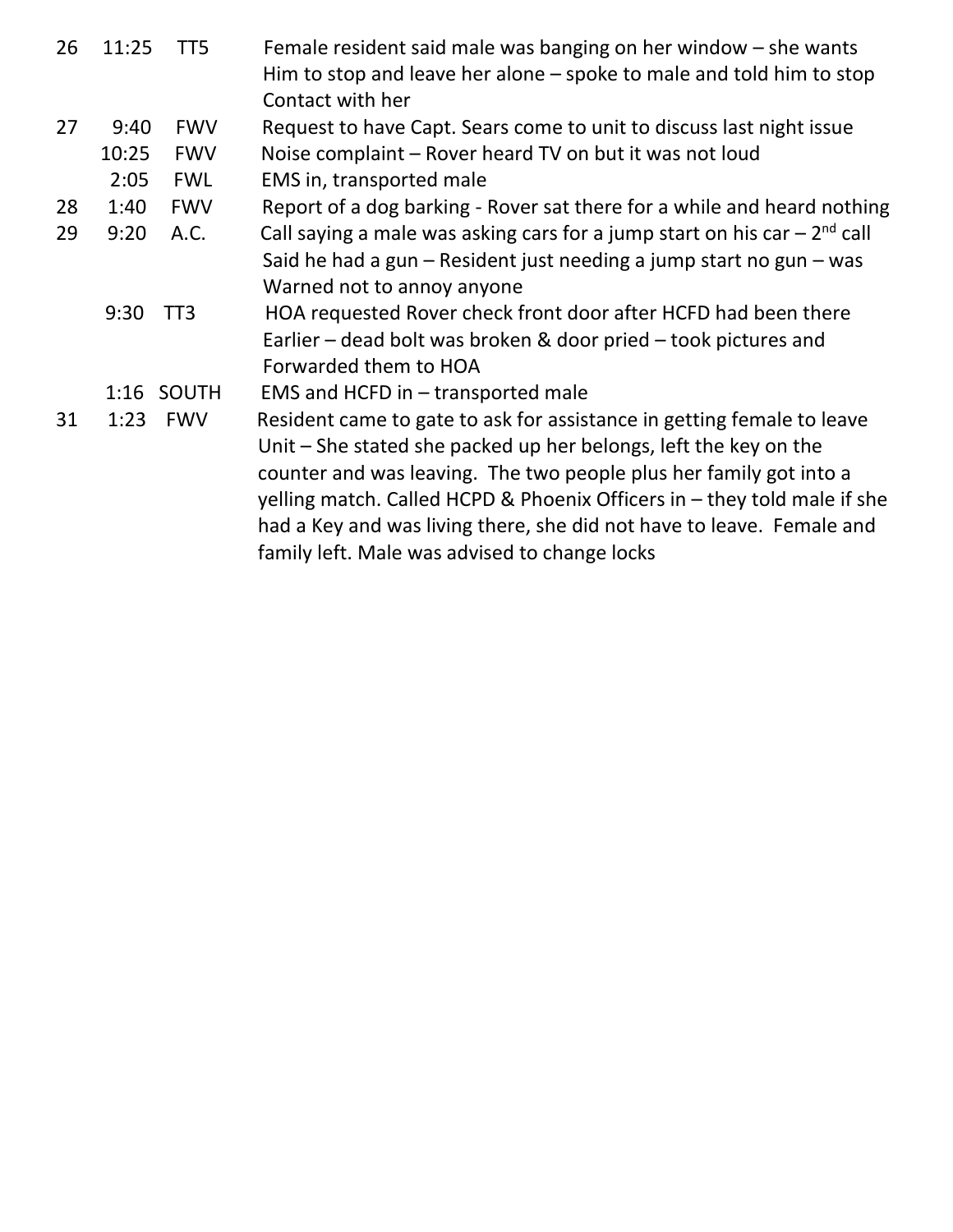| | | | |
|---|---|---|---|
| 26 | 11:25 | TT5 | Female resident said male was banging on her window – she wants Him to stop and leave her alone – spoke to male and told him to stop Contact with her |
| 27 | 9:40 | FWV | Request to have Capt. Sears come to unit to discuss last night issue |
| | 10:25 | FWV | Noise complaint – Rover heard TV on but it was not loud |
| | 2:05 | FWL | EMS in, transported male |
| 28 | 1:40 | FWV | Report of a dog barking - Rover sat there for a while and heard nothing |
| 29 | 9:20 | A.C. | Call saying a male was asking cars for a jump start on his car – 2nd call Said he had a gun – Resident just needing a jump start no gun – was Warned not to annoy anyone |
| | 9:30 | TT3 | HOA requested Rover check front door after HCFD had been there Earlier – dead bolt was broken & door pried – took pictures and Forwarded them to HOA |
| | 1:16 | SOUTH | EMS and HCFD in – transported male |
| 31 | 1:23 | FWV | Resident came to gate to ask for assistance in getting female to leave Unit – She stated she packed up her belongs, left the key on the counter and was leaving. The two people plus her family got into a yelling match. Called HCPD & Phoenix Officers in – they told male if she had a Key and was living there, she did not have to leave. Female and family left. Male was advised to change locks |